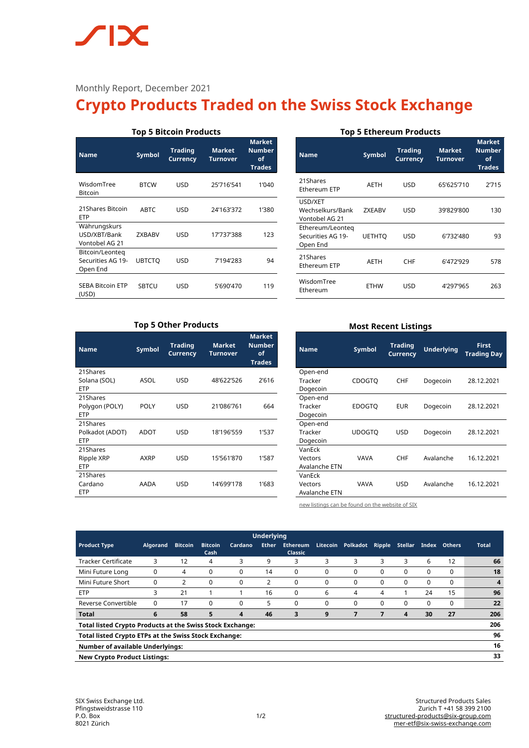Monthly Report, December 2021

# Crypto Products Traded on the Swiss Stock Exchange

### Top 5 Bitcoin Products

| Name | Symbol | Trading Currency | Market Turnover | Market Number of Trades |
|---|---|---|---|---|
| WisdomTree Bitcoin | BTCW | USD | 25'716'541 | 1'040 |
| 21Shares Bitcoin ETP | ABTC | USD | 24'163'372 | 1'380 |
| Währungskurs USD/XBT/Bank Vontobel AG 21 | ZXBABV | USD | 17'737'388 | 123 |
| Bitcoin/Leonteq Securities AG 19- Open End | UBTCTQ | USD | 7'194'283 | 94 |
| SEBA Bitcoin ETP (USD) | SBTCU | USD | 5'690'470 | 119 |

### Top 5 Ethereum Products

| Name | Symbol | Trading Currency | Market Turnover | Market Number of Trades |
|---|---|---|---|---|
| 21Shares Ethereum ETP | AETH | USD | 65'625'710 | 2'715 |
| USD/XET Wechselkurs/Bank Vontobel AG 21 | ZXEABV | USD | 39'829'800 | 130 |
| Ethereum/Leonteq Securities AG 19- Open End | UETHTQ | USD | 6'732'480 | 93 |
| 21Shares Ethereum ETP | AETH | CHF | 6'472'929 | 578 |
| WisdomTree Ethereum | ETHW | USD | 4'297'965 | 263 |

### Top 5 Other Products

| Name | Symbol | Trading Currency | Market Turnover | Market Number of Trades |
|---|---|---|---|---|
| 21Shares Solana (SOL) ETP | ASOL | USD | 48'622'526 | 2'616 |
| 21Shares Polygon (POLY) ETP | POLY | USD | 21'086'761 | 664 |
| 21Shares Polkadot (ADOT) ETP | ADOT | USD | 18'196'559 | 1'537 |
| 21Shares Ripple XRP ETP | AXRP | USD | 15'561'870 | 1'587 |
| 21Shares Cardano ETP | AADA | USD | 14'699'178 | 1'683 |

### Most Recent Listings

| Name | Symbol | Trading Currency | Underlying | First Trading Day |
|---|---|---|---|---|
| Open-end Tracker Dogecoin | CDOGTQ | CHF | Dogecoin | 28.12.2021 |
| Open-end Tracker Dogecoin | EDOGTQ | EUR | Dogecoin | 28.12.2021 |
| Open-end Tracker Dogecoin | UDOGTQ | USD | Dogecoin | 28.12.2021 |
| VanEck Vectors Avalanche ETN | VAVA | CHF | Avalanche | 16.12.2021 |
| VanEck Vectors Avalanche ETN | VAVA | USD | Avalanche | 16.12.2021 |

new listings can be found on the website of SIX

| Product Type | Underlying | | | | | | | | | | | | | |
|---|---|---|---|---|---|---|---|---|---|---|---|---|---|---|
| | Algorand | Bitcoin | Bitcoin Cash | Cardano | Ether | Ethereum Classic | Litecoin | Polkadot | Ripple | Stellar | Index | Others | Total |
| Tracker Certificate | 3 | 12 | 4 | 3 | 9 | 3 | 3 | 3 | 3 | 3 | 6 | 12 | **66** |
| Mini Future Long | 0 | 4 | 0 | 0 | 14 | 0 | 0 | 0 | 0 | 0 | 0 | 0 | **18** |
| Mini Future Short | 0 | 2 | 0 | 0 | 2 | 0 | 0 | 0 | 0 | 0 | 0 | 0 | **4** |
| ETP | 3 | 21 | 1 | 1 | 16 | 0 | 6 | 4 | 4 | 1 | 24 | 15 | **96** |
| Reverse Convertible | 0 | 17 | 0 | 0 | 5 | 0 | 0 | 0 | 0 | 0 | 0 | 0 | **22** |
| **Total** | **6** | **58** | **5** | **4** | **46** | **3** | **9** | **7** | **7** | **4** | **30** | **27** | **206** |
| **Total listed Crypto Products at the Swiss Stock Exchange:** | | | | | | | | | | | | | **206** |
| **Total listed Crypto ETPs at the Swiss Stock Exchange:** | | | | | | | | | | | | | **96** |
| **Number of available Underlyings:** | | | | | | | | | | | | | **16** |
| **New Crypto Product Listings:** | | | | | | | | | | | | | **33** |

SIX Swiss Exchange Ltd.
Pfingstweidstrasse 110
P.O. Box
8021 Zürich

Structured Products Sales
Zurich T +41 58 399 2100
structured-products@six-group.com
mer-etf@six-swiss-exchange.com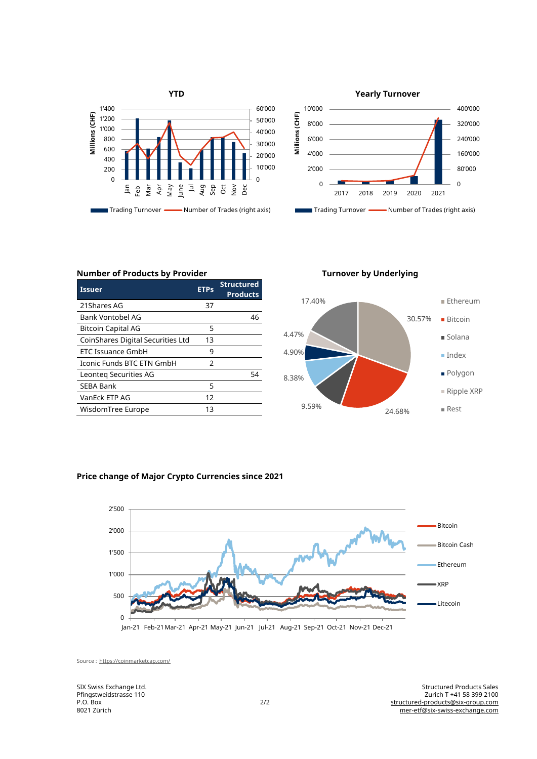### YTD

Millions (CHF)

1'400
1'200
1'000
800
600
400
200
0

60'000
50'000
40'000
30'000
20'000
10'000
0

Jan Feb Mar Apr May June Jul Aug Sep Oct Nov Dec

Trading Turnover — Number of Trades (right axis)

### Yearly Turnover

Millions (CHF)

10'000
8'000
6'000
4'000
2'000
0

400'000
320'000
240'000
160'000
80'000
0

2017 2018 2019 2020 2021

Trading Turnover — Number of Trades (right axis)

### Number of Products by Provider

| Issuer | ETPs | Structured Products |
|---|---|---|
| 21Shares AG | 37 | |
| Bank Vontobel AG | | 46 |
| Bitcoin Capital AG | 5 | |
| CoinShares Digital Securities Ltd | 13 | |
| ETC Issuance GmbH | 9 | |
| Iconic Funds BTC ETN GmbH | 2 | |
| Leonteq Securities AG | | 54 |
| SEBA Bank | 5 | |
| VanEck ETP AG | 12 | |
| WisdomTree Europe | 13 | |

### Turnover by Underlying

17.40%
30.57%
4.47%
4.90%
8.38%
9.59%
24.68%

Ethereum
Bitcoin
Solana
Index
Polygon
Ripple XRP
Rest

### Price change of Major Crypto Currencies since 2021

2'500
2'000
1'500
1'000
500
0

Jan-21 Feb-21 Mar-21 Apr-21 May-21 Jun-21 Jul-21 Aug-21 Sep-21 Oct-21 Nov-21 Dec-21

Bitcoin
Bitcoin Cash
Ethereum
XRP
Litecoin

Source : https://coinmarketcap.com/

SIX Swiss Exchange Ltd.
Pfingstweidstrasse 110
P.O. Box
8021 Zürich

Structured Products Sales
Zurich T +41 58 399 2100
structured-products@six-group.com
mer-etf@six-swiss-exchange.com